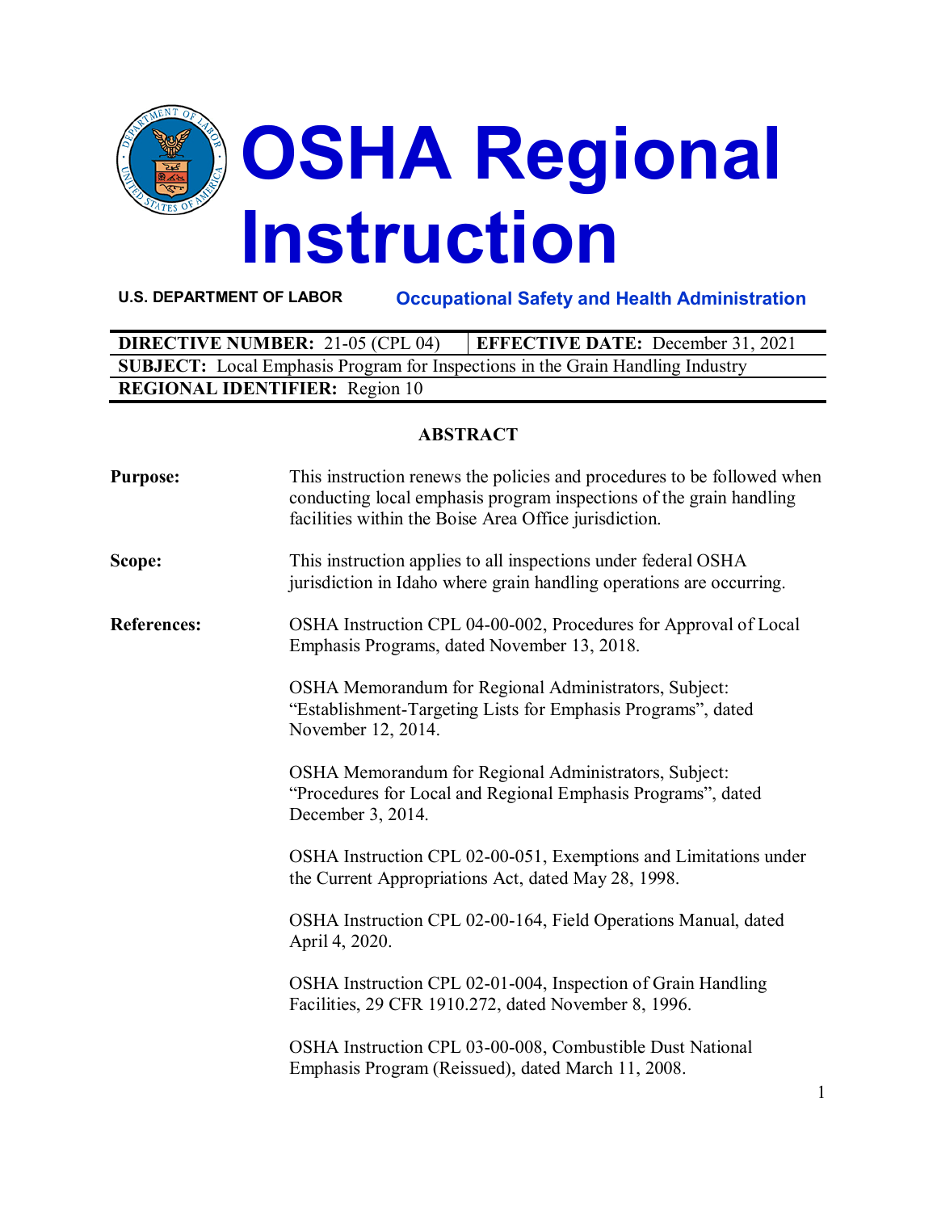# OSHA Regional Instruction

**U.S. DEPARTMENT OF LABOR** — **Occupational Safety and Health Administration**

| **DIRECTIVE NUMBER:** 21-05 (CPL 04) | **EFFECTIVE DATE:** December 31, 2021 |
|---|---|
| **SUBJECT:** Local Emphasis Program for Inspections in the Grain Handling Industry | |
| **REGIONAL IDENTIFIER:** Region 10 | |

## ABSTRACT

**Purpose:** This instruction renews the policies and procedures to be followed when conducting local emphasis program inspections of the grain handling facilities within the Boise Area Office jurisdiction.

**Scope:** This instruction applies to all inspections under federal OSHA jurisdiction in Idaho where grain handling operations are occurring.

**References:** OSHA Instruction CPL 04-00-002, Procedures for Approval of Local Emphasis Programs, dated November 13, 2018.

OSHA Memorandum for Regional Administrators, Subject: "Establishment-Targeting Lists for Emphasis Programs", dated November 12, 2014.

OSHA Memorandum for Regional Administrators, Subject: "Procedures for Local and Regional Emphasis Programs", dated December 3, 2014.

OSHA Instruction CPL 02-00-051, Exemptions and Limitations under the Current Appropriations Act, dated May 28, 1998.

OSHA Instruction CPL 02-00-164, Field Operations Manual, dated April 4, 2020.

OSHA Instruction CPL 02-01-004, Inspection of Grain Handling Facilities, 29 CFR 1910.272, dated November 8, 1996.

OSHA Instruction CPL 03-00-008, Combustible Dust National Emphasis Program (Reissued), dated March 11, 2008.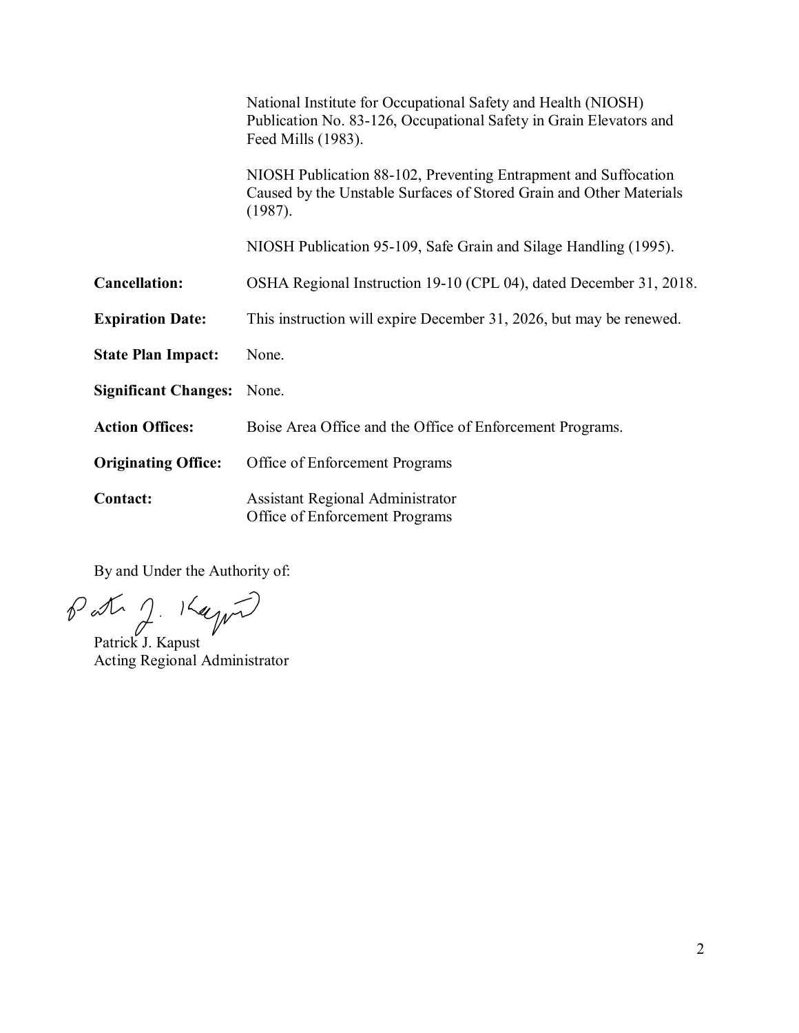National Institute for Occupational Safety and Health (NIOSH) Publication No. 83-126, Occupational Safety in Grain Elevators and Feed Mills (1983).

NIOSH Publication 88-102, Preventing Entrapment and Suffocation Caused by the Unstable Surfaces of Stored Grain and Other Materials (1987).

NIOSH Publication 95-109, Safe Grain and Silage Handling (1995).

**Cancellation:** OSHA Regional Instruction 19-10 (CPL 04), dated December 31, 2018.

**Expiration Date:** This instruction will expire December 31, 2026, but may be renewed.

**State Plan Impact:** None.

**Significant Changes:** None.

**Action Offices:** Boise Area Office and the Office of Enforcement Programs.

**Originating Office:** Office of Enforcement Programs

**Contact:** Assistant Regional Administrator
Office of Enforcement Programs

By and Under the Authority of:

Patrick J. Kapust
Acting Regional Administrator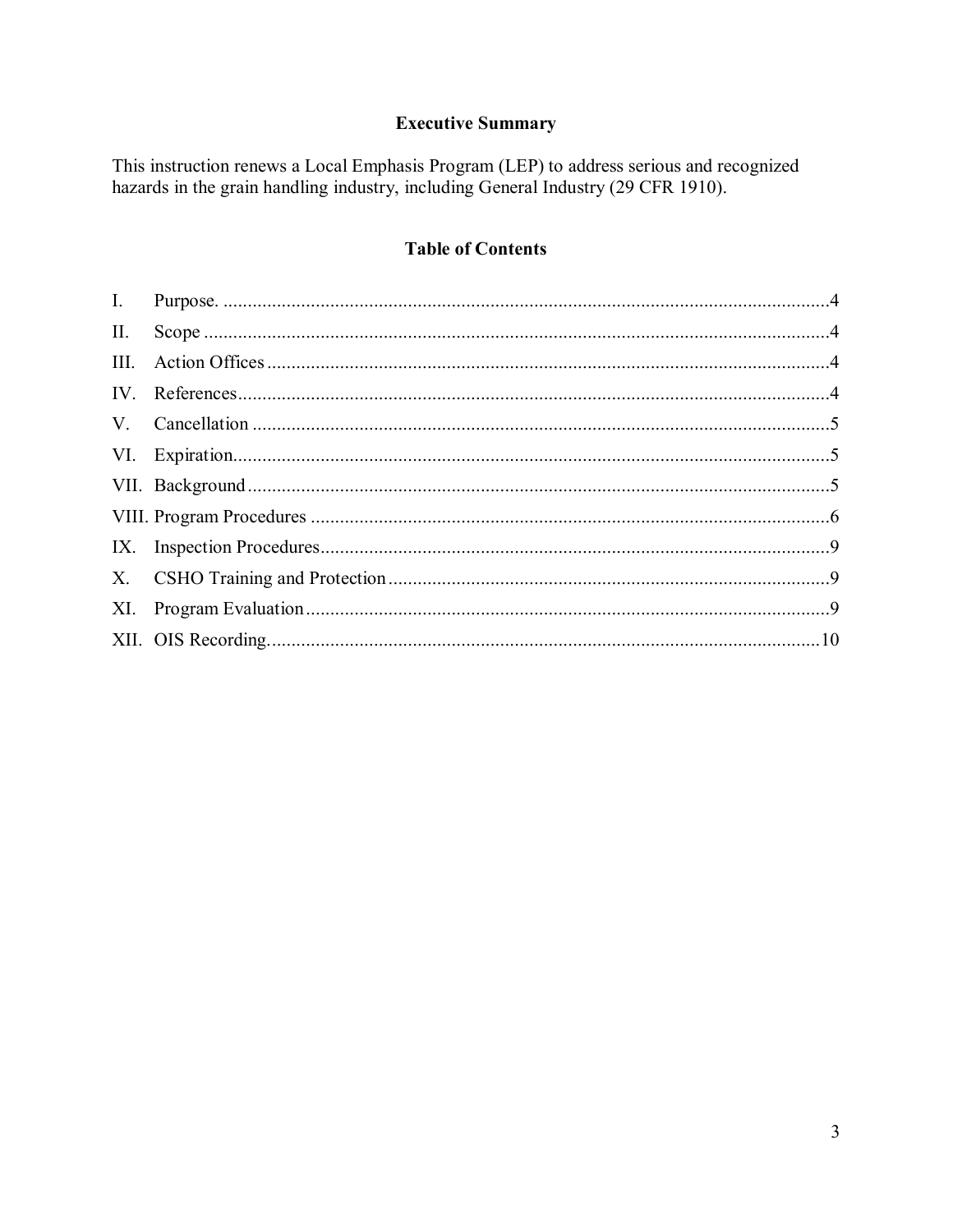## Executive Summary

This instruction renews a Local Emphasis Program (LEP) to address serious and recognized hazards in the grain handling industry, including General Industry (29 CFR 1910).

## Table of Contents

| | | |
|---|---|---|
| I. | Purpose. | 4 |
| II. | Scope | 4 |
| III. | Action Offices | 4 |
| IV. | References | 4 |
| V. | Cancellation | 5 |
| VI. | Expiration | 5 |
| VII. | Background | 5 |
| VIII. | Program Procedures | 6 |
| IX. | Inspection Procedures | 9 |
| X. | CSHO Training and Protection | 9 |
| XI. | Program Evaluation | 9 |
| XII. | OIS Recording. | 10 |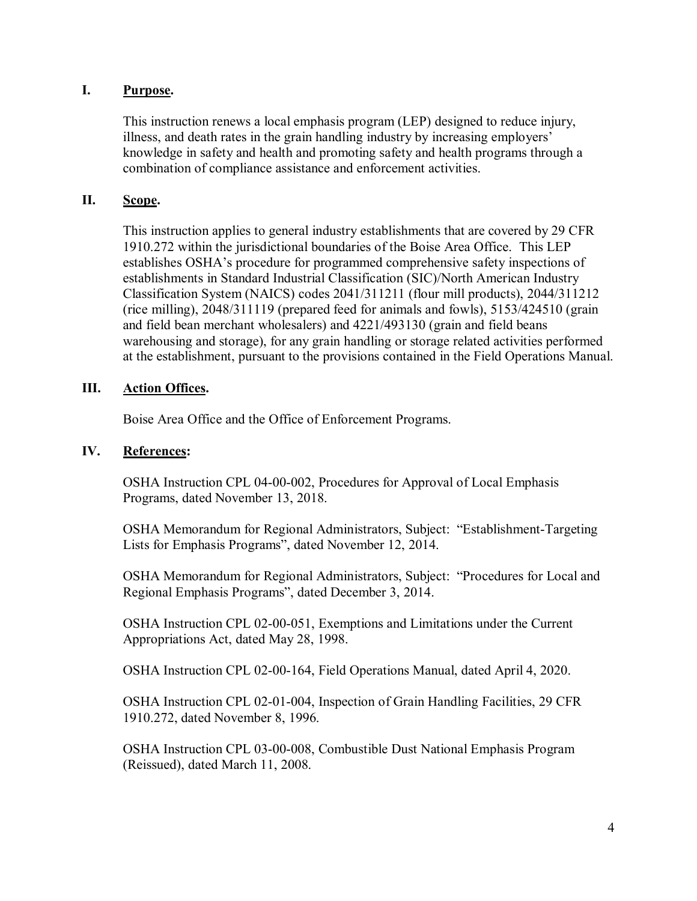## I. **Purpose.**

This instruction renews a local emphasis program (LEP) designed to reduce injury, illness, and death rates in the grain handling industry by increasing employers' knowledge in safety and health and promoting safety and health programs through a combination of compliance assistance and enforcement activities.

## II. **Scope.**

This instruction applies to general industry establishments that are covered by 29 CFR 1910.272 within the jurisdictional boundaries of the Boise Area Office. This LEP establishes OSHA's procedure for programmed comprehensive safety inspections of establishments in Standard Industrial Classification (SIC)/North American Industry Classification System (NAICS) codes 2041/311211 (flour mill products), 2044/311212 (rice milling), 2048/311119 (prepared feed for animals and fowls), 5153/424510 (grain and field bean merchant wholesalers) and 4221/493130 (grain and field beans warehousing and storage), for any grain handling or storage related activities performed at the establishment, pursuant to the provisions contained in the Field Operations Manual.

## III. **Action Offices.**

Boise Area Office and the Office of Enforcement Programs.

## IV. **References:**

OSHA Instruction CPL 04-00-002, Procedures for Approval of Local Emphasis Programs, dated November 13, 2018.

OSHA Memorandum for Regional Administrators, Subject: "Establishment-Targeting Lists for Emphasis Programs", dated November 12, 2014.

OSHA Memorandum for Regional Administrators, Subject: "Procedures for Local and Regional Emphasis Programs", dated December 3, 2014.

OSHA Instruction CPL 02-00-051, Exemptions and Limitations under the Current Appropriations Act, dated May 28, 1998.

OSHA Instruction CPL 02-00-164, Field Operations Manual, dated April 4, 2020.

OSHA Instruction CPL 02-01-004, Inspection of Grain Handling Facilities, 29 CFR 1910.272, dated November 8, 1996.

OSHA Instruction CPL 03-00-008, Combustible Dust National Emphasis Program (Reissued), dated March 11, 2008.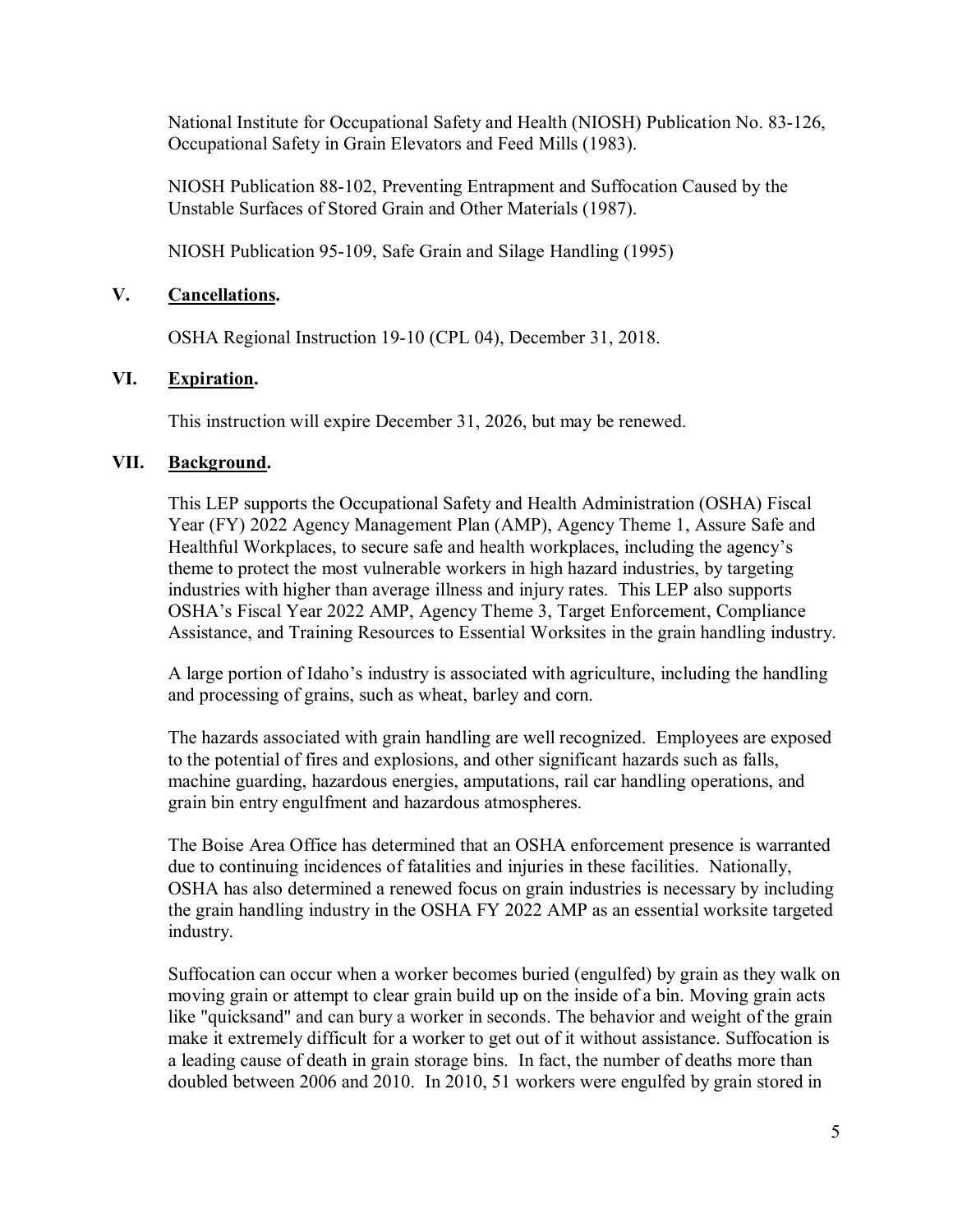National Institute for Occupational Safety and Health (NIOSH) Publication No. 83-126, Occupational Safety in Grain Elevators and Feed Mills (1983).

NIOSH Publication 88-102, Preventing Entrapment and Suffocation Caused by the Unstable Surfaces of Stored Grain and Other Materials (1987).

NIOSH Publication 95-109, Safe Grain and Silage Handling (1995)

## V. Cancellations.

OSHA Regional Instruction 19-10 (CPL 04), December 31, 2018.

## VI. Expiration.

This instruction will expire December 31, 2026, but may be renewed.

## VII. Background.

This LEP supports the Occupational Safety and Health Administration (OSHA) Fiscal Year (FY) 2022 Agency Management Plan (AMP), Agency Theme 1, Assure Safe and Healthful Workplaces, to secure safe and health workplaces, including the agency's theme to protect the most vulnerable workers in high hazard industries, by targeting industries with higher than average illness and injury rates. This LEP also supports OSHA's Fiscal Year 2022 AMP, Agency Theme 3, Target Enforcement, Compliance Assistance, and Training Resources to Essential Worksites in the grain handling industry.

A large portion of Idaho's industry is associated with agriculture, including the handling and processing of grains, such as wheat, barley and corn.

The hazards associated with grain handling are well recognized. Employees are exposed to the potential of fires and explosions, and other significant hazards such as falls, machine guarding, hazardous energies, amputations, rail car handling operations, and grain bin entry engulfment and hazardous atmospheres.

The Boise Area Office has determined that an OSHA enforcement presence is warranted due to continuing incidences of fatalities and injuries in these facilities. Nationally, OSHA has also determined a renewed focus on grain industries is necessary by including the grain handling industry in the OSHA FY 2022 AMP as an essential worksite targeted industry.

Suffocation can occur when a worker becomes buried (engulfed) by grain as they walk on moving grain or attempt to clear grain build up on the inside of a bin. Moving grain acts like "quicksand" and can bury a worker in seconds. The behavior and weight of the grain make it extremely difficult for a worker to get out of it without assistance. Suffocation is a leading cause of death in grain storage bins. In fact, the number of deaths more than doubled between 2006 and 2010. In 2010, 51 workers were engulfed by grain stored in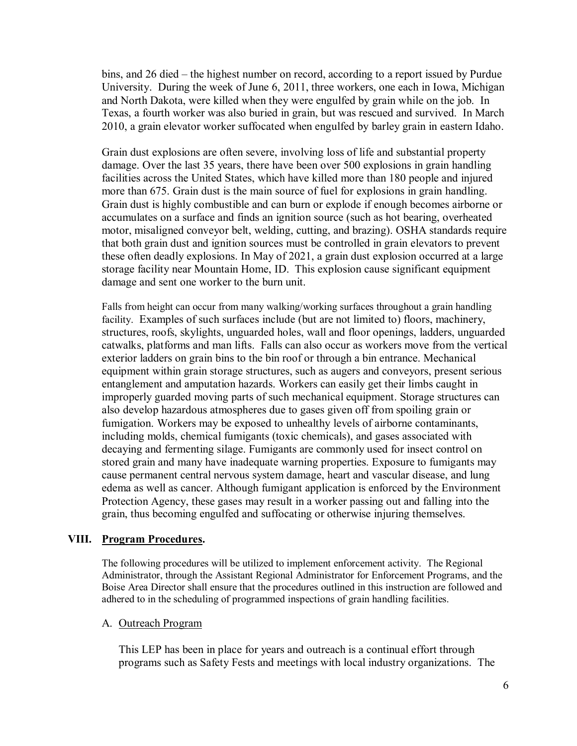bins, and 26 died – the highest number on record, according to a report issued by Purdue University. During the week of June 6, 2011, three workers, one each in Iowa, Michigan and North Dakota, were killed when they were engulfed by grain while on the job. In Texas, a fourth worker was also buried in grain, but was rescued and survived. In March 2010, a grain elevator worker suffocated when engulfed by barley grain in eastern Idaho.

Grain dust explosions are often severe, involving loss of life and substantial property damage. Over the last 35 years, there have been over 500 explosions in grain handling facilities across the United States, which have killed more than 180 people and injured more than 675. Grain dust is the main source of fuel for explosions in grain handling. Grain dust is highly combustible and can burn or explode if enough becomes airborne or accumulates on a surface and finds an ignition source (such as hot bearing, overheated motor, misaligned conveyor belt, welding, cutting, and brazing). OSHA standards require that both grain dust and ignition sources must be controlled in grain elevators to prevent these often deadly explosions. In May of 2021, a grain dust explosion occurred at a large storage facility near Mountain Home, ID. This explosion cause significant equipment damage and sent one worker to the burn unit.

Falls from height can occur from many walking/working surfaces throughout a grain handling facility. Examples of such surfaces include (but are not limited to) floors, machinery, structures, roofs, skylights, unguarded holes, wall and floor openings, ladders, unguarded catwalks, platforms and man lifts. Falls can also occur as workers move from the vertical exterior ladders on grain bins to the bin roof or through a bin entrance. Mechanical equipment within grain storage structures, such as augers and conveyors, present serious entanglement and amputation hazards. Workers can easily get their limbs caught in improperly guarded moving parts of such mechanical equipment. Storage structures can also develop hazardous atmospheres due to gases given off from spoiling grain or fumigation. Workers may be exposed to unhealthy levels of airborne contaminants, including molds, chemical fumigants (toxic chemicals), and gases associated with decaying and fermenting silage. Fumigants are commonly used for insect control on stored grain and many have inadequate warning properties. Exposure to fumigants may cause permanent central nervous system damage, heart and vascular disease, and lung edema as well as cancer. Although fumigant application is enforced by the Environment Protection Agency, these gases may result in a worker passing out and falling into the grain, thus becoming engulfed and suffocating or otherwise injuring themselves.

## VIII. Program Procedures.

The following procedures will be utilized to implement enforcement activity. The Regional Administrator, through the Assistant Regional Administrator for Enforcement Programs, and the Boise Area Director shall ensure that the procedures outlined in this instruction are followed and adhered to in the scheduling of programmed inspections of grain handling facilities.

### A. Outreach Program

This LEP has been in place for years and outreach is a continual effort through programs such as Safety Fests and meetings with local industry organizations. The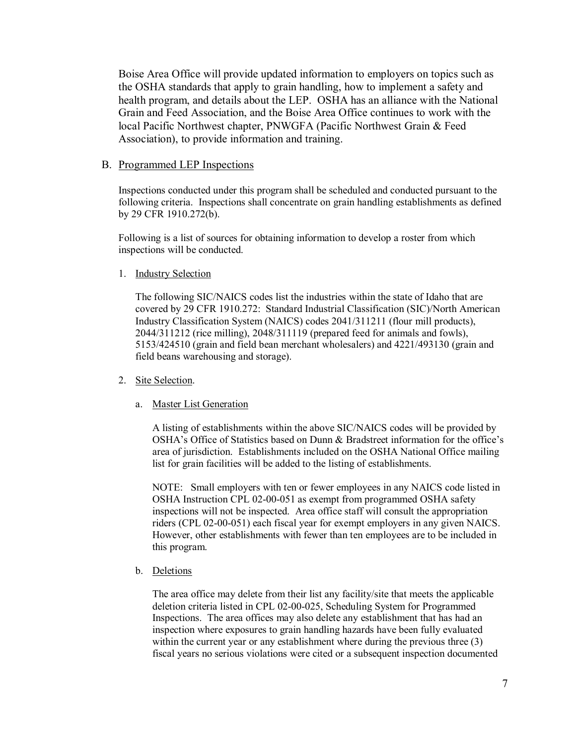Boise Area Office will provide updated information to employers on topics such as the OSHA standards that apply to grain handling, how to implement a safety and health program, and details about the LEP. OSHA has an alliance with the National Grain and Feed Association, and the Boise Area Office continues to work with the local Pacific Northwest chapter, PNWGFA (Pacific Northwest Grain & Feed Association), to provide information and training.

B. Programmed LEP Inspections

Inspections conducted under this program shall be scheduled and conducted pursuant to the following criteria. Inspections shall concentrate on grain handling establishments as defined by 29 CFR 1910.272(b).

Following is a list of sources for obtaining information to develop a roster from which inspections will be conducted.

1. Industry Selection

   The following SIC/NAICS codes list the industries within the state of Idaho that are covered by 29 CFR 1910.272: Standard Industrial Classification (SIC)/North American Industry Classification System (NAICS) codes 2041/311211 (flour mill products), 2044/311212 (rice milling), 2048/311119 (prepared feed for animals and fowls), 5153/424510 (grain and field bean merchant wholesalers) and 4221/493130 (grain and field beans warehousing and storage).

2. Site Selection.

   a. Master List Generation

      A listing of establishments within the above SIC/NAICS codes will be provided by OSHA's Office of Statistics based on Dunn & Bradstreet information for the office's area of jurisdiction. Establishments included on the OSHA National Office mailing list for grain facilities will be added to the listing of establishments.

      NOTE: Small employers with ten or fewer employees in any NAICS code listed in OSHA Instruction CPL 02-00-051 as exempt from programmed OSHA safety inspections will not be inspected. Area office staff will consult the appropriation riders (CPL 02-00-051) each fiscal year for exempt employers in any given NAICS. However, other establishments with fewer than ten employees are to be included in this program.

   b. Deletions

      The area office may delete from their list any facility/site that meets the applicable deletion criteria listed in CPL 02-00-025, Scheduling System for Programmed Inspections. The area offices may also delete any establishment that has had an inspection where exposures to grain handling hazards have been fully evaluated within the current year or any establishment where during the previous three (3) fiscal years no serious violations were cited or a subsequent inspection documented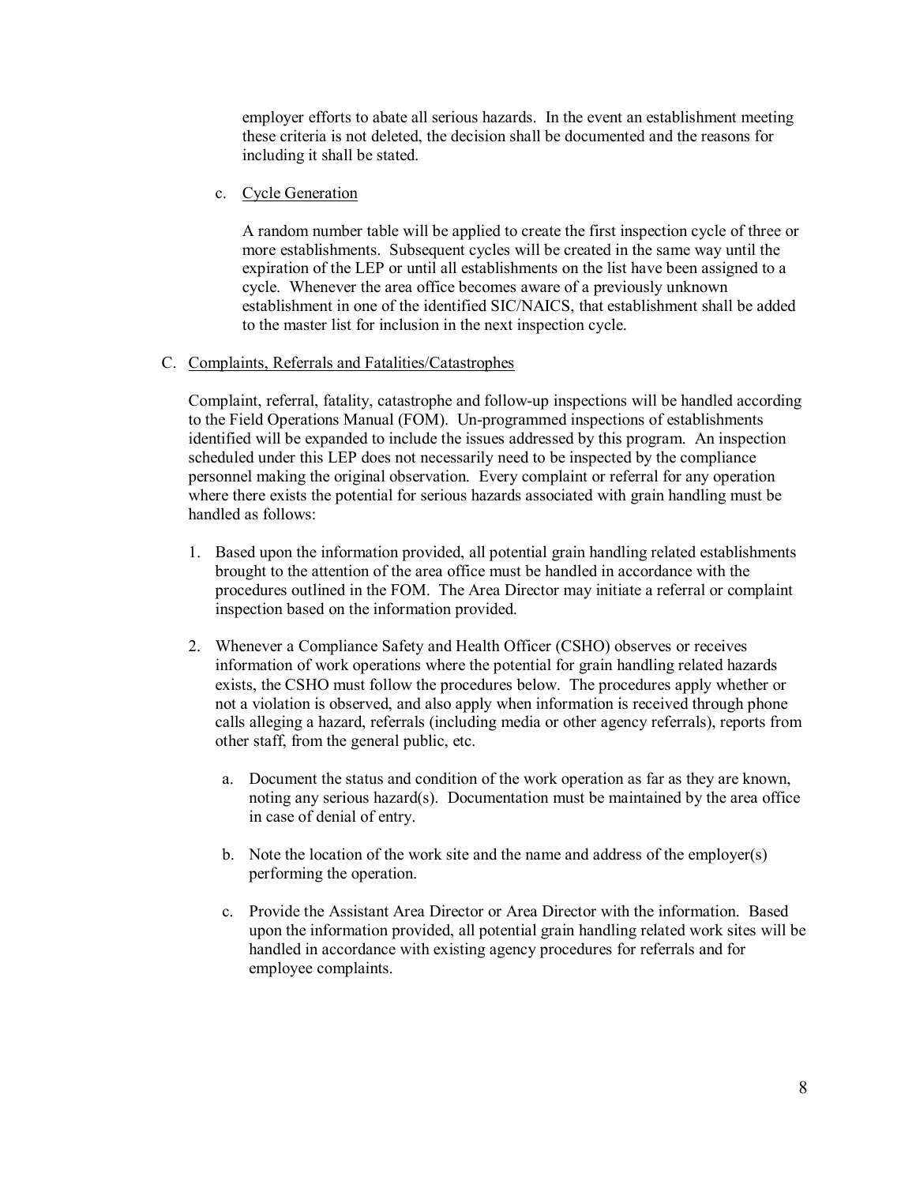employer efforts to abate all serious hazards. In the event an establishment meeting these criteria is not deleted, the decision shall be documented and the reasons for including it shall be stated.

c. Cycle Generation

A random number table will be applied to create the first inspection cycle of three or more establishments. Subsequent cycles will be created in the same way until the expiration of the LEP or until all establishments on the list have been assigned to a cycle. Whenever the area office becomes aware of a previously unknown establishment in one of the identified SIC/NAICS, that establishment shall be added to the master list for inclusion in the next inspection cycle.

C. Complaints, Referrals and Fatalities/Catastrophes

Complaint, referral, fatality, catastrophe and follow-up inspections will be handled according to the Field Operations Manual (FOM). Un-programmed inspections of establishments identified will be expanded to include the issues addressed by this program. An inspection scheduled under this LEP does not necessarily need to be inspected by the compliance personnel making the original observation. Every complaint or referral for any operation where there exists the potential for serious hazards associated with grain handling must be handled as follows:

1. Based upon the information provided, all potential grain handling related establishments brought to the attention of the area office must be handled in accordance with the procedures outlined in the FOM. The Area Director may initiate a referral or complaint inspection based on the information provided.

2. Whenever a Compliance Safety and Health Officer (CSHO) observes or receives information of work operations where the potential for grain handling related hazards exists, the CSHO must follow the procedures below. The procedures apply whether or not a violation is observed, and also apply when information is received through phone calls alleging a hazard, referrals (including media or other agency referrals), reports from other staff, from the general public, etc.

   a. Document the status and condition of the work operation as far as they are known, noting any serious hazard(s). Documentation must be maintained by the area office in case of denial of entry.

   b. Note the location of the work site and the name and address of the employer(s) performing the operation.

   c. Provide the Assistant Area Director or Area Director with the information. Based upon the information provided, all potential grain handling related work sites will be handled in accordance with existing agency procedures for referrals and for employee complaints.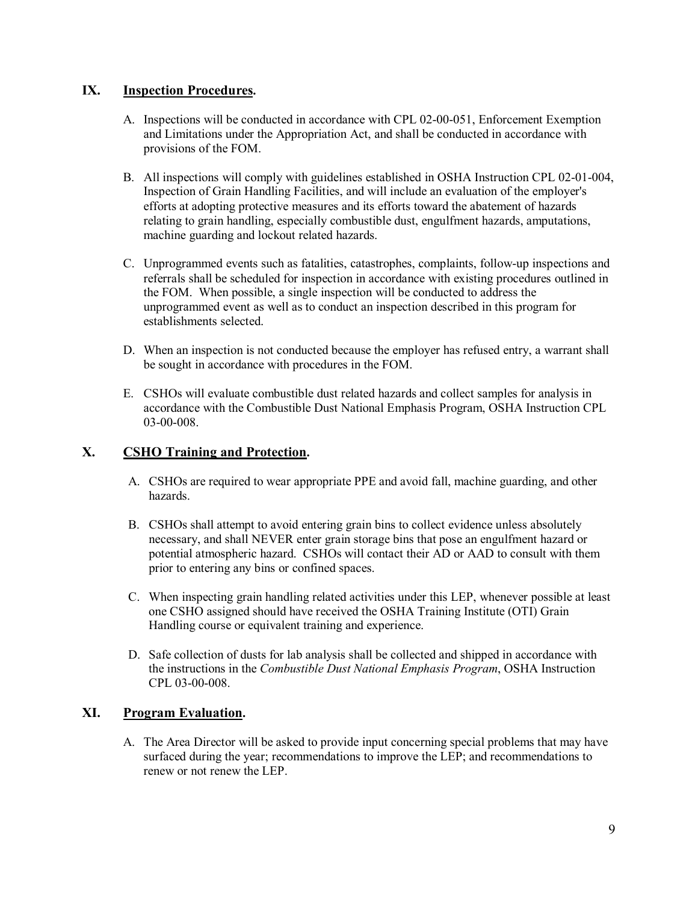## IX. **Inspection Procedures.**

A. Inspections will be conducted in accordance with CPL 02-00-051, Enforcement Exemption and Limitations under the Appropriation Act, and shall be conducted in accordance with provisions of the FOM.

B. All inspections will comply with guidelines established in OSHA Instruction CPL 02-01-004, Inspection of Grain Handling Facilities, and will include an evaluation of the employer's efforts at adopting protective measures and its efforts toward the abatement of hazards relating to grain handling, especially combustible dust, engulfment hazards, amputations, machine guarding and lockout related hazards.

C. Unprogrammed events such as fatalities, catastrophes, complaints, follow-up inspections and referrals shall be scheduled for inspection in accordance with existing procedures outlined in the FOM. When possible, a single inspection will be conducted to address the unprogrammed event as well as to conduct an inspection described in this program for establishments selected.

D. When an inspection is not conducted because the employer has refused entry, a warrant shall be sought in accordance with procedures in the FOM.

E. CSHOs will evaluate combustible dust related hazards and collect samples for analysis in accordance with the Combustible Dust National Emphasis Program, OSHA Instruction CPL 03-00-008.

## X. **CSHO Training and Protection.**

A. CSHOs are required to wear appropriate PPE and avoid fall, machine guarding, and other hazards.

B. CSHOs shall attempt to avoid entering grain bins to collect evidence unless absolutely necessary, and shall NEVER enter grain storage bins that pose an engulfment hazard or potential atmospheric hazard. CSHOs will contact their AD or AAD to consult with them prior to entering any bins or confined spaces.

C. When inspecting grain handling related activities under this LEP, whenever possible at least one CSHO assigned should have received the OSHA Training Institute (OTI) Grain Handling course or equivalent training and experience.

D. Safe collection of dusts for lab analysis shall be collected and shipped in accordance with the instructions in the *Combustible Dust National Emphasis Program*, OSHA Instruction CPL 03-00-008.

## XI. **Program Evaluation.**

A. The Area Director will be asked to provide input concerning special problems that may have surfaced during the year; recommendations to improve the LEP; and recommendations to renew or not renew the LEP.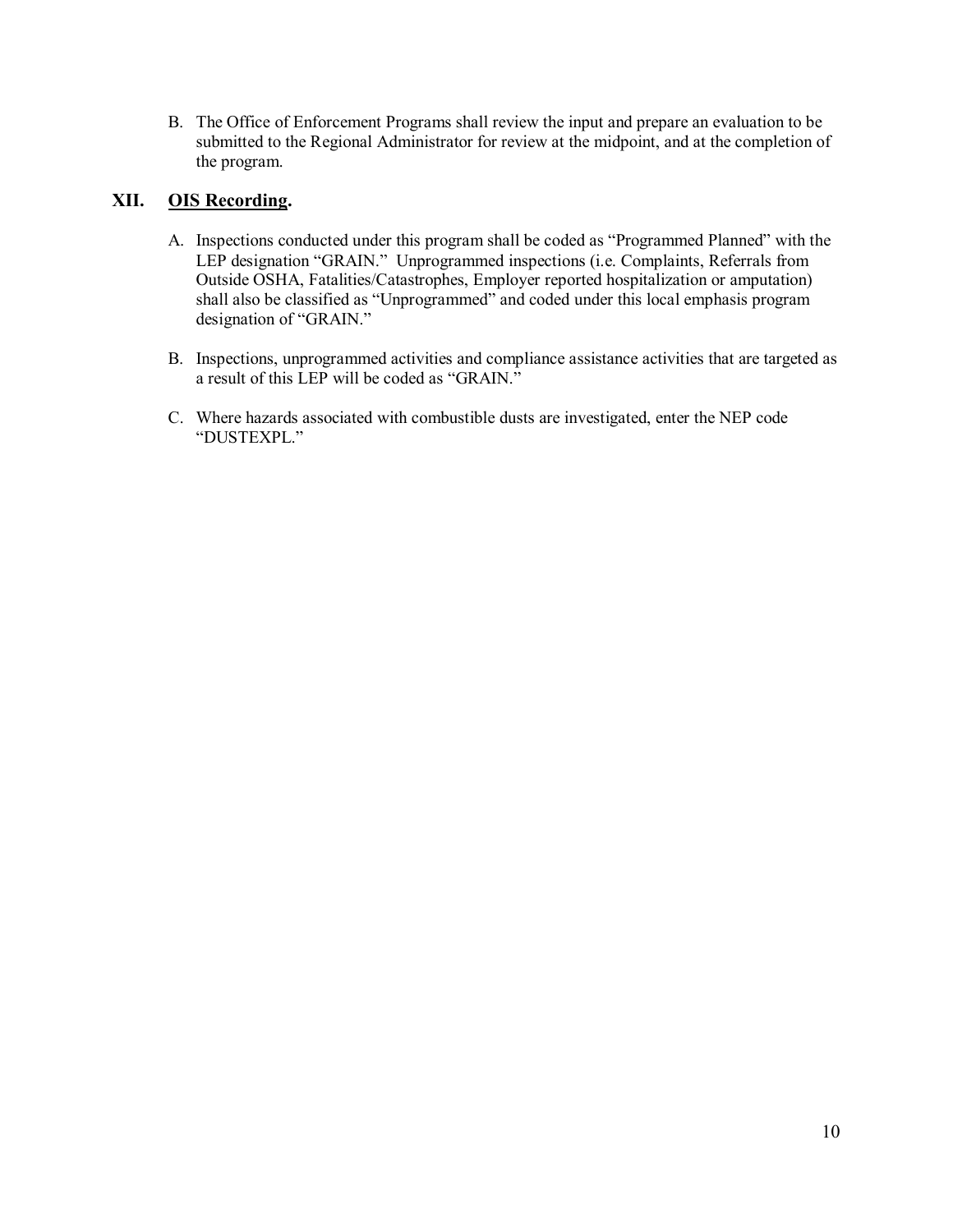B. The Office of Enforcement Programs shall review the input and prepare an evaluation to be submitted to the Regional Administrator for review at the midpoint, and at the completion of the program.

## XII. <u>OIS Recording</u>.

A. Inspections conducted under this program shall be coded as "Programmed Planned" with the LEP designation "GRAIN." Unprogrammed inspections (i.e. Complaints, Referrals from Outside OSHA, Fatalities/Catastrophes, Employer reported hospitalization or amputation) shall also be classified as "Unprogrammed" and coded under this local emphasis program designation of "GRAIN."

B. Inspections, unprogrammed activities and compliance assistance activities that are targeted as a result of this LEP will be coded as "GRAIN."

C. Where hazards associated with combustible dusts are investigated, enter the NEP code "DUSTEXPL."